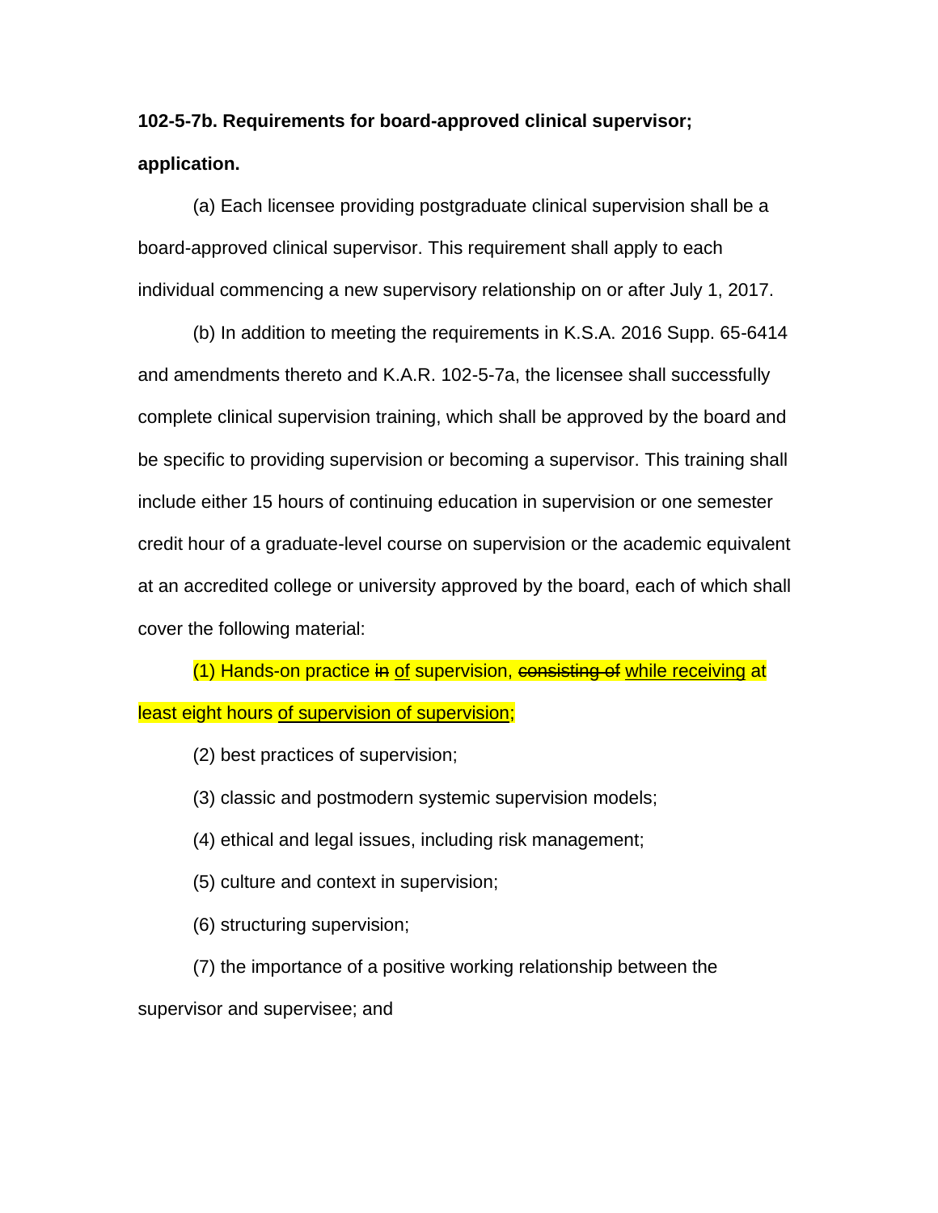**102-5-7b. Requirements for board-approved clinical supervisor; application.**

(a) Each licensee providing postgraduate clinical supervision shall be a board-approved clinical supervisor. This requirement shall apply to each individual commencing a new supervisory relationship on or after July 1, 2017.

(b) In addition to meeting the requirements in K.S.A. 2016 Supp. 65-6414 and amendments thereto and K.A.R. 102-5-7a, the licensee shall successfully complete clinical supervision training, which shall be approved by the board and be specific to providing supervision or becoming a supervisor. This training shall include either 15 hours of continuing education in supervision or one semester credit hour of a graduate-level course on supervision or the academic equivalent at an accredited college or university approved by the board, each of which shall cover the following material:

(1) Hands-on practice ~~in~~ <u>of</u> supervision, ~~consisting of~~ <u>while receiving</u> at least eight hours <u>of supervision of supervision</u>;

(2) best practices of supervision;

(3) classic and postmodern systemic supervision models;

(4) ethical and legal issues, including risk management;

(5) culture and context in supervision;

(6) structuring supervision;

(7) the importance of a positive working relationship between the supervisor and supervisee; and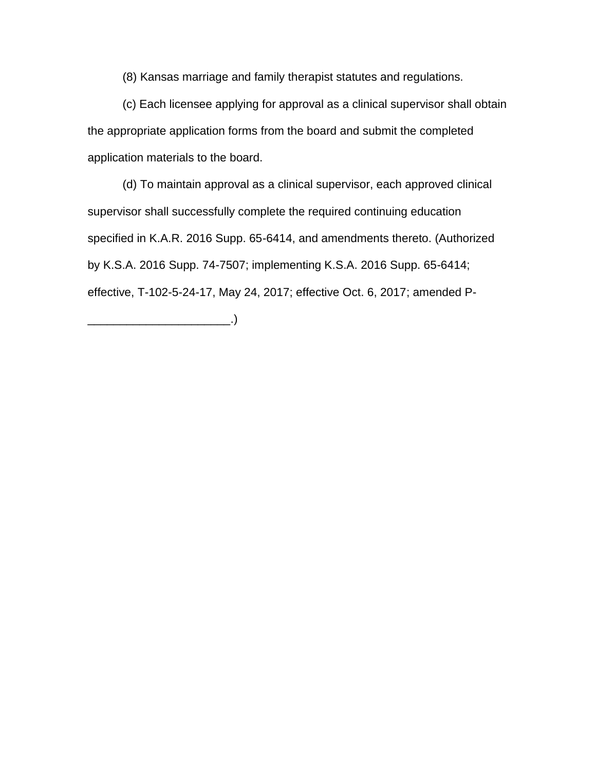(8) Kansas marriage and family therapist statutes and regulations.

(c) Each licensee applying for approval as a clinical supervisor shall obtain the appropriate application forms from the board and submit the completed application materials to the board.

(d) To maintain approval as a clinical supervisor, each approved clinical supervisor shall successfully complete the required continuing education specified in K.A.R. 2016 Supp. 65-6414, and amendments thereto. (Authorized by K.S.A. 2016 Supp. 74-7507; implementing K.S.A. 2016 Supp. 65-6414; effective, T-102-5-24-17, May 24, 2017; effective Oct. 6, 2017; amended P-______________________.)